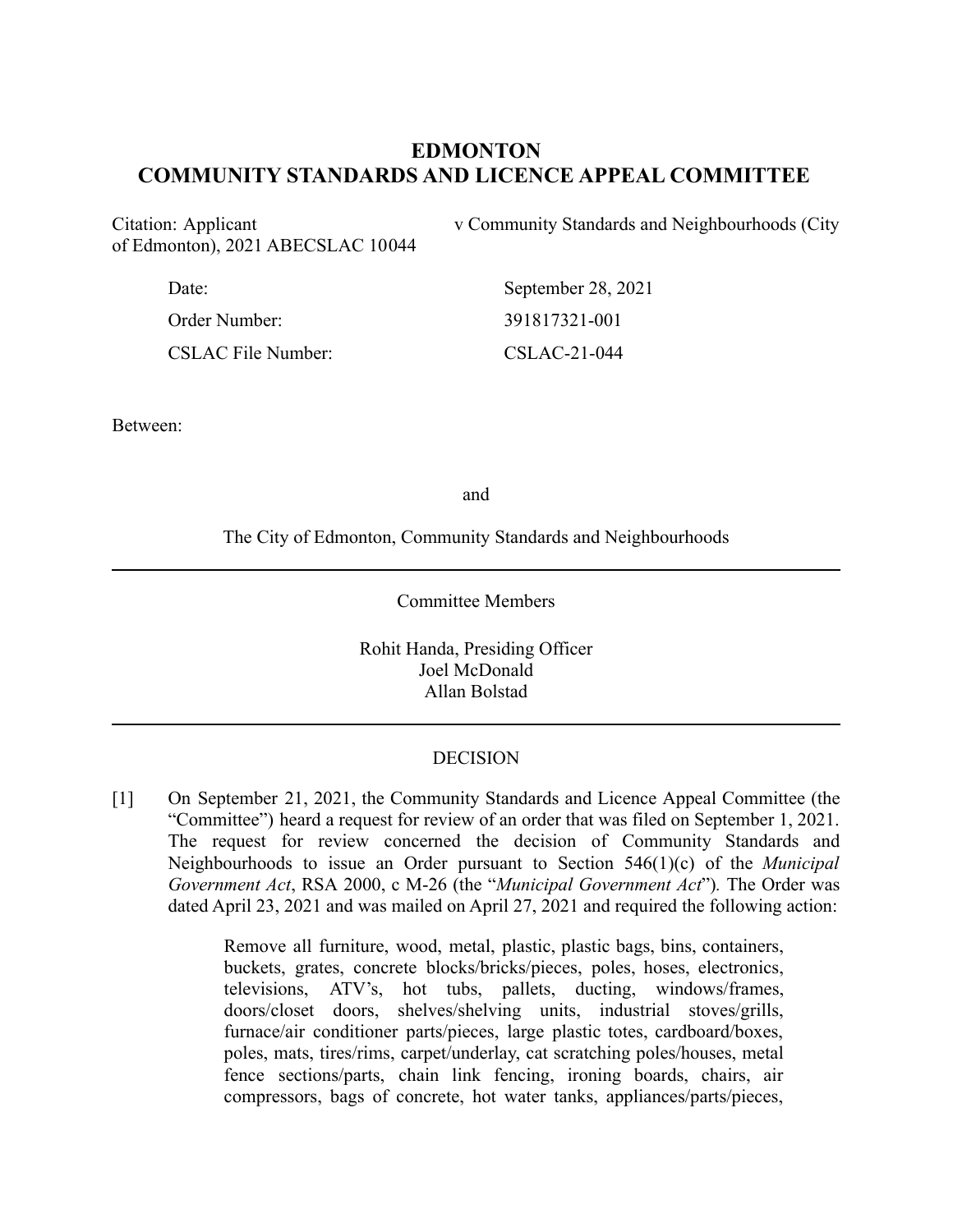# EDMONTON
# COMMUNITY STANDARDS AND LICENCE APPEAL COMMITTEE

Citation: Applicant v Community Standards and Neighbourhoods (City of Edmonton), 2021 ABECSLAC 10044

| | |
|---|---|
| Date: | September 28, 2021 |
| Order Number: | 391817321-001 |
| CSLAC File Number: | CSLAC-21-044 |

Between:

and

The City of Edmonton, Community Standards and Neighbourhoods

---

Committee Members

Rohit Handa, Presiding Officer
Joel McDonald
Allan Bolstad

---

DECISION

[1] On September 21, 2021, the Community Standards and Licence Appeal Committee (the "Committee") heard a request for review of an order that was filed on September 1, 2021. The request for review concerned the decision of Community Standards and Neighbourhoods to issue an Order pursuant to Section 546(1)(c) of the *Municipal Government Act*, RSA 2000, c M-26 (the "*Municipal Government Act*"). The Order was dated April 23, 2021 and was mailed on April 27, 2021 and required the following action:

> Remove all furniture, wood, metal, plastic, plastic bags, bins, containers, buckets, grates, concrete blocks/bricks/pieces, poles, hoses, electronics, televisions, ATV's, hot tubs, pallets, ducting, windows/frames, doors/closet doors, shelves/shelving units, industrial stoves/grills, furnace/air conditioner parts/pieces, large plastic totes, cardboard/boxes, poles, mats, tires/rims, carpet/underlay, cat scratching poles/houses, metal fence sections/parts, chain link fencing, ironing boards, chairs, air compressors, bags of concrete, hot water tanks, appliances/parts/pieces,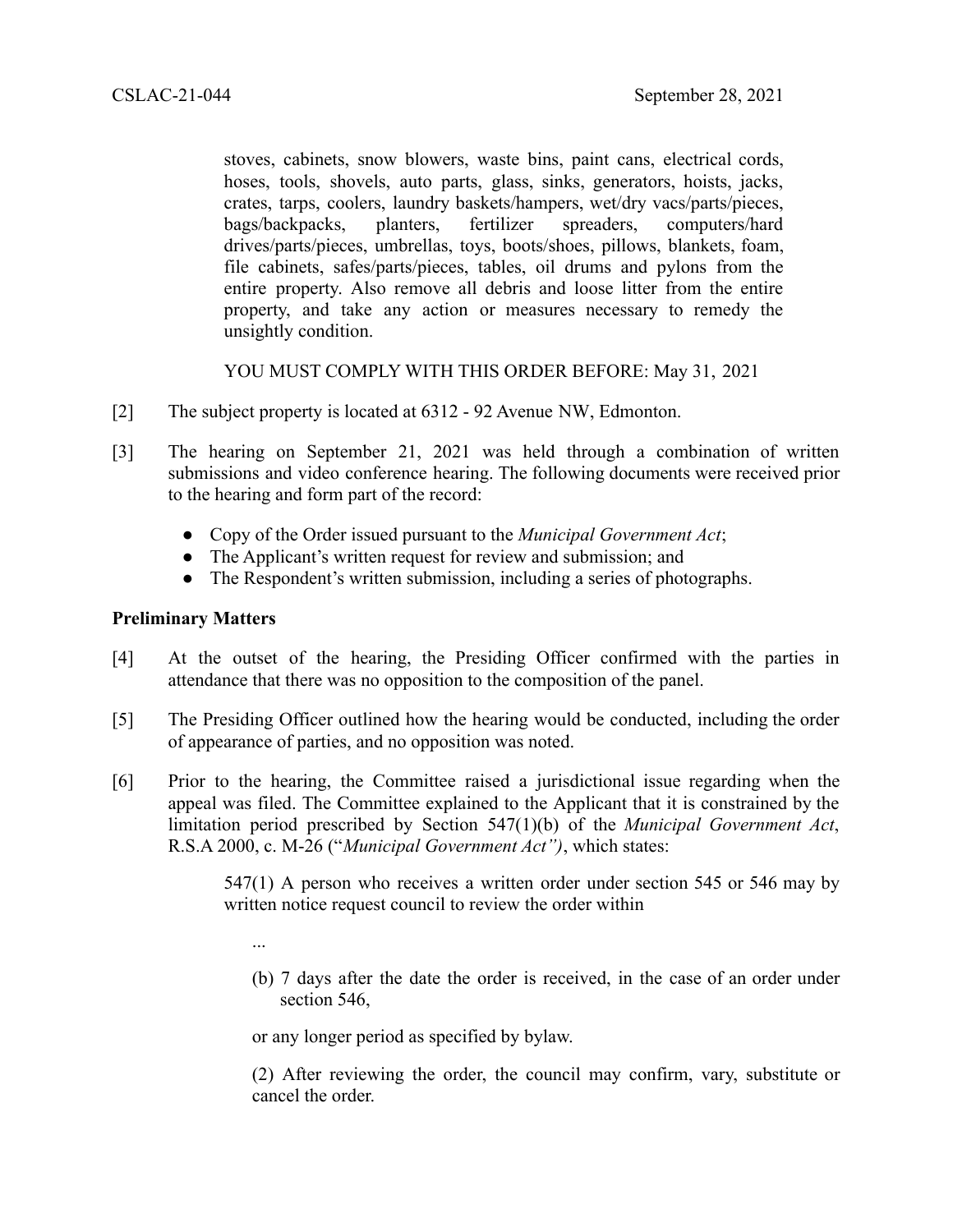stoves, cabinets, snow blowers, waste bins, paint cans, electrical cords, hoses, tools, shovels, auto parts, glass, sinks, generators, hoists, jacks, crates, tarps, coolers, laundry baskets/hampers, wet/dry vacs/parts/pieces, bags/backpacks, planters, fertilizer spreaders, computers/hard drives/parts/pieces, umbrellas, toys, boots/shoes, pillows, blankets, foam, file cabinets, safes/parts/pieces, tables, oil drums and pylons from the entire property. Also remove all debris and loose litter from the entire property, and take any action or measures necessary to remedy the unsightly condition.

> YOU MUST COMPLY WITH THIS ORDER BEFORE: May 31, 2021

[2] The subject property is located at 6312 - 92 Avenue NW, Edmonton.

[3] The hearing on September 21, 2021 was held through a combination of written submissions and video conference hearing. The following documents were received prior to the hearing and form part of the record:

- Copy of the Order issued pursuant to the *Municipal Government Act*;
- The Applicant's written request for review and submission; and
- The Respondent's written submission, including a series of photographs.

**Preliminary Matters**

[4] At the outset of the hearing, the Presiding Officer confirmed with the parties in attendance that there was no opposition to the composition of the panel.

[5] The Presiding Officer outlined how the hearing would be conducted, including the order of appearance of parties, and no opposition was noted.

[6] Prior to the hearing, the Committee raised a jurisdictional issue regarding when the appeal was filed. The Committee explained to the Applicant that it is constrained by the limitation period prescribed by Section 547(1)(b) of the *Municipal Government Act*, R.S.A 2000, c. M-26 ("*Municipal Government Act")*, which states:

> 547(1) A person who receives a written order under section 545 or 546 may by written notice request council to review the order within
>
> ...
>
> (b) 7 days after the date the order is received, in the case of an order under section 546,
>
> or any longer period as specified by bylaw.
>
> (2) After reviewing the order, the council may confirm, vary, substitute or cancel the order.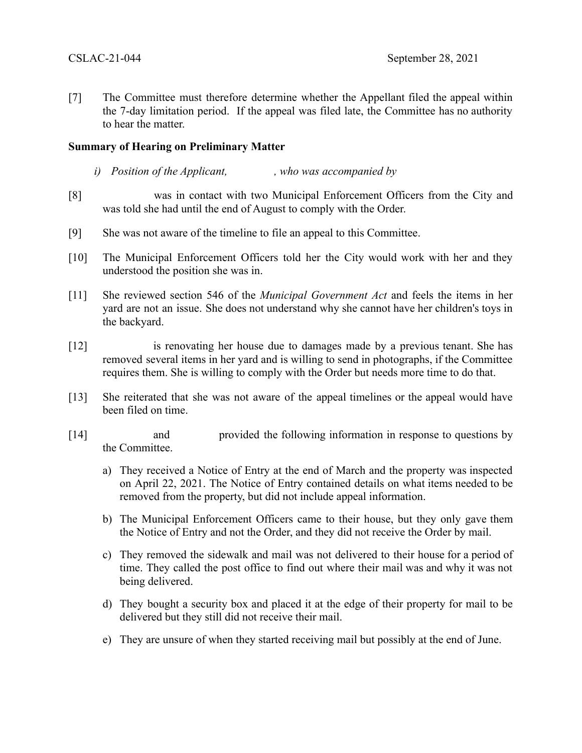[7] The Committee must therefore determine whether the Appellant filed the appeal within the 7-day limitation period. If the appeal was filed late, the Committee has no authority to hear the matter.

**Summary of Hearing on Preliminary Matter**

*i) Position of the Applicant, , who was accompanied by*

[8] was in contact with two Municipal Enforcement Officers from the City and was told she had until the end of August to comply with the Order.

[9] She was not aware of the timeline to file an appeal to this Committee.

[10] The Municipal Enforcement Officers told her the City would work with her and they understood the position she was in.

[11] She reviewed section 546 of the *Municipal Government Act* and feels the items in her yard are not an issue. She does not understand why she cannot have her children's toys in the backyard.

[12] is renovating her house due to damages made by a previous tenant. She has removed several items in her yard and is willing to send in photographs, if the Committee requires them. She is willing to comply with the Order but needs more time to do that.

[13] She reiterated that she was not aware of the appeal timelines or the appeal would have been filed on time.

[14] and provided the following information in response to questions by the Committee.

a) They received a Notice of Entry at the end of March and the property was inspected on April 22, 2021. The Notice of Entry contained details on what items needed to be removed from the property, but did not include appeal information.

b) The Municipal Enforcement Officers came to their house, but they only gave them the Notice of Entry and not the Order, and they did not receive the Order by mail.

c) They removed the sidewalk and mail was not delivered to their house for a period of time. They called the post office to find out where their mail was and why it was not being delivered.

d) They bought a security box and placed it at the edge of their property for mail to be delivered but they still did not receive their mail.

e) They are unsure of when they started receiving mail but possibly at the end of June.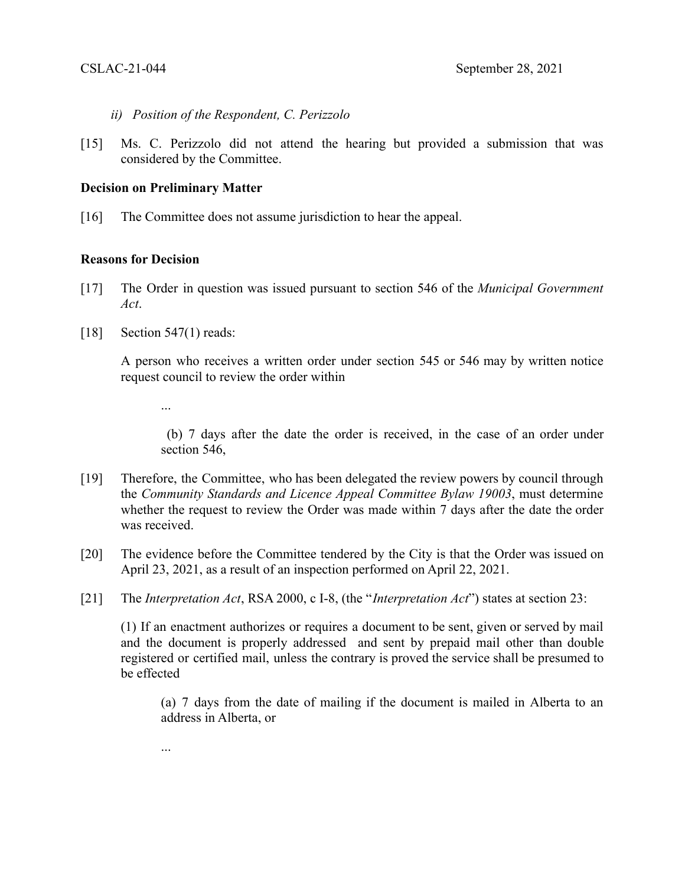*ii) Position of the Respondent, C. Perizzolo*

[15] Ms. C. Perizzolo did not attend the hearing but provided a submission that was considered by the Committee.

**Decision on Preliminary Matter**

[16] The Committee does not assume jurisdiction to hear the appeal.

**Reasons for Decision**

[17] The Order in question was issued pursuant to section 546 of the *Municipal Government Act*.

[18] Section 547(1) reads:

> A person who receives a written order under section 545 or 546 may by written notice request council to review the order within
>
> ...
>
> (b) 7 days after the date the order is received, in the case of an order under section 546,

[19] Therefore, the Committee, who has been delegated the review powers by council through the *Community Standards and Licence Appeal Committee Bylaw 19003*, must determine whether the request to review the Order was made within 7 days after the date the order was received.

[20] The evidence before the Committee tendered by the City is that the Order was issued on April 23, 2021, as a result of an inspection performed on April 22, 2021.

[21] The *Interpretation Act*, RSA 2000, c I-8, (the "*Interpretation Act*") states at section 23:

> (1) If an enactment authorizes or requires a document to be sent, given or served by mail and the document is properly addressed and sent by prepaid mail other than double registered or certified mail, unless the contrary is proved the service shall be presumed to be effected
>
> (a) 7 days from the date of mailing if the document is mailed in Alberta to an address in Alberta, or
>
> ...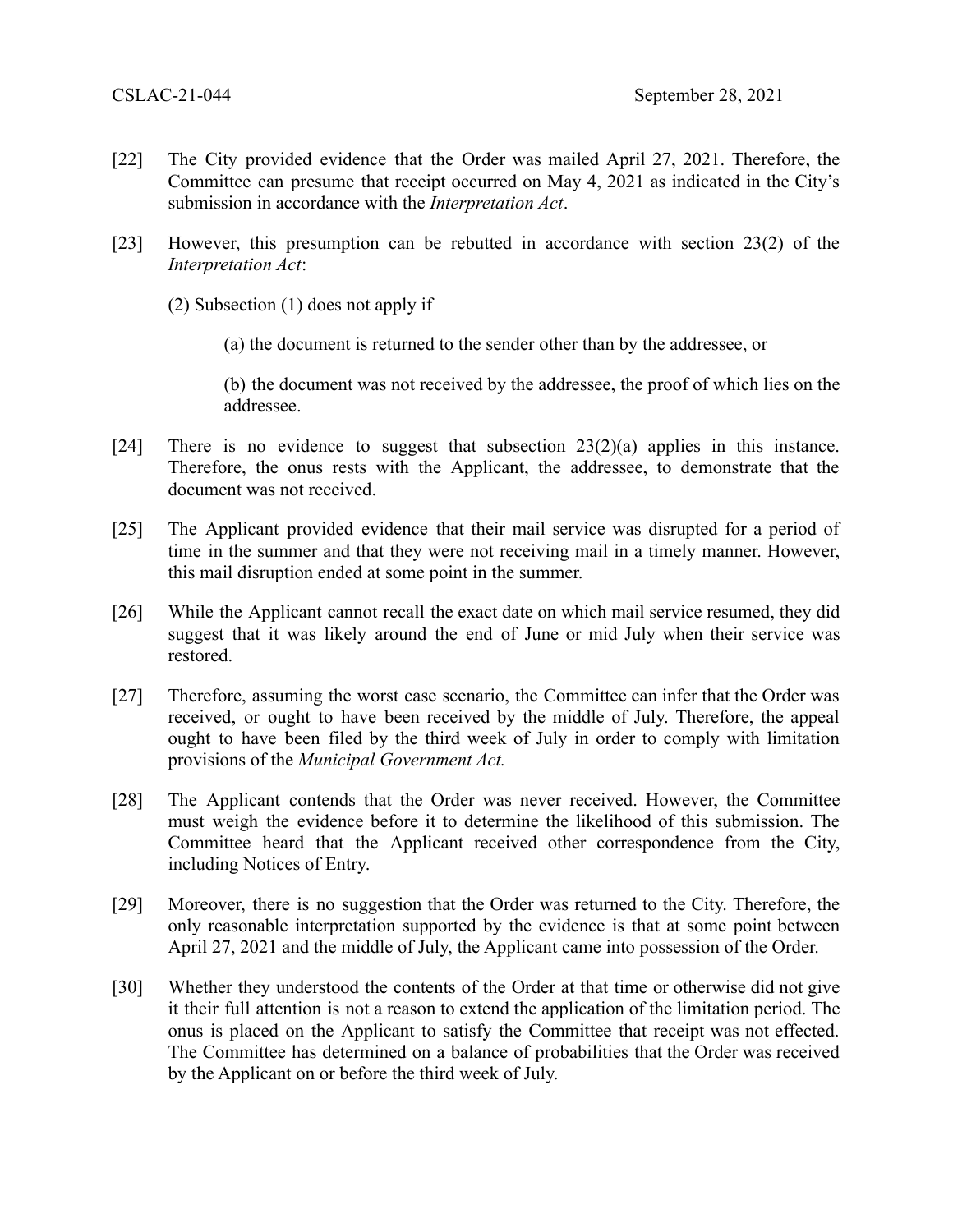[22] The City provided evidence that the Order was mailed April 27, 2021. Therefore, the Committee can presume that receipt occurred on May 4, 2021 as indicated in the City's submission in accordance with the *Interpretation Act*.

[23] However, this presumption can be rebutted in accordance with section 23(2) of the *Interpretation Act*:

> (2) Subsection (1) does not apply if
>
> > (a) the document is returned to the sender other than by the addressee, or
> >
> > (b) the document was not received by the addressee, the proof of which lies on the addressee.

[24] There is no evidence to suggest that subsection 23(2)(a) applies in this instance. Therefore, the onus rests with the Applicant, the addressee, to demonstrate that the document was not received.

[25] The Applicant provided evidence that their mail service was disrupted for a period of time in the summer and that they were not receiving mail in a timely manner. However, this mail disruption ended at some point in the summer.

[26] While the Applicant cannot recall the exact date on which mail service resumed, they did suggest that it was likely around the end of June or mid July when their service was restored.

[27] Therefore, assuming the worst case scenario, the Committee can infer that the Order was received, or ought to have been received by the middle of July. Therefore, the appeal ought to have been filed by the third week of July in order to comply with limitation provisions of the *Municipal Government Act.*

[28] The Applicant contends that the Order was never received. However, the Committee must weigh the evidence before it to determine the likelihood of this submission. The Committee heard that the Applicant received other correspondence from the City, including Notices of Entry.

[29] Moreover, there is no suggestion that the Order was returned to the City. Therefore, the only reasonable interpretation supported by the evidence is that at some point between April 27, 2021 and the middle of July, the Applicant came into possession of the Order.

[30] Whether they understood the contents of the Order at that time or otherwise did not give it their full attention is not a reason to extend the application of the limitation period. The onus is placed on the Applicant to satisfy the Committee that receipt was not effected. The Committee has determined on a balance of probabilities that the Order was received by the Applicant on or before the third week of July.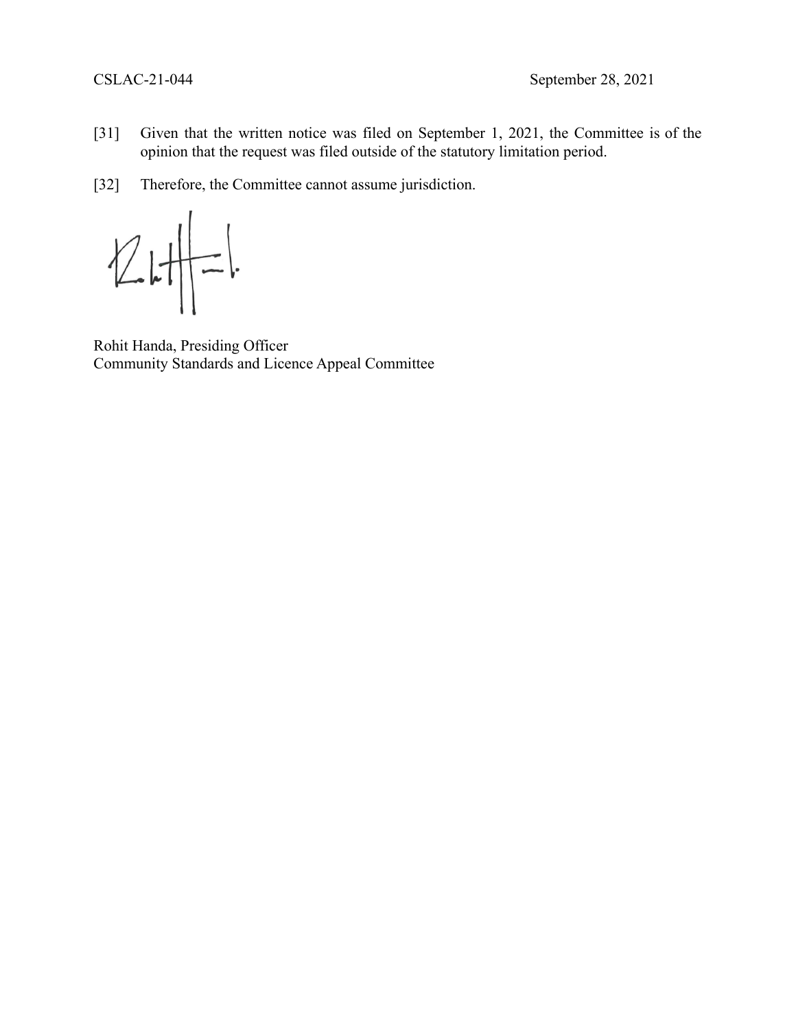[31] Given that the written notice was filed on September 1, 2021, the Committee is of the opinion that the request was filed outside of the statutory limitation period.

[32] Therefore, the Committee cannot assume jurisdiction.

Rohit Handa, Presiding Officer
Community Standards and Licence Appeal Committee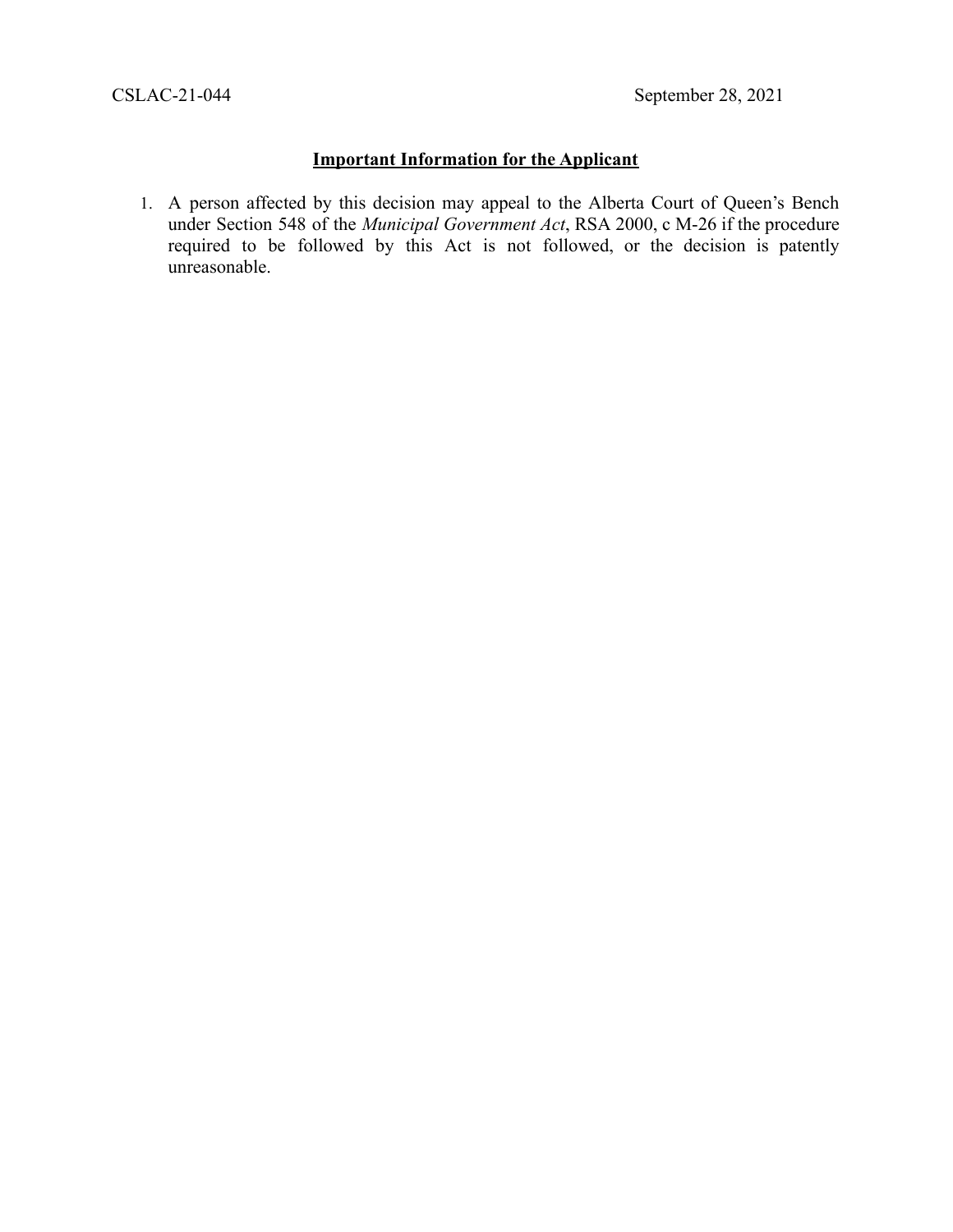**Important Information for the Applicant**

1. A person affected by this decision may appeal to the Alberta Court of Queen's Bench under Section 548 of the *Municipal Government Act*, RSA 2000, c M-26 if the procedure required to be followed by this Act is not followed, or the decision is patently unreasonable.